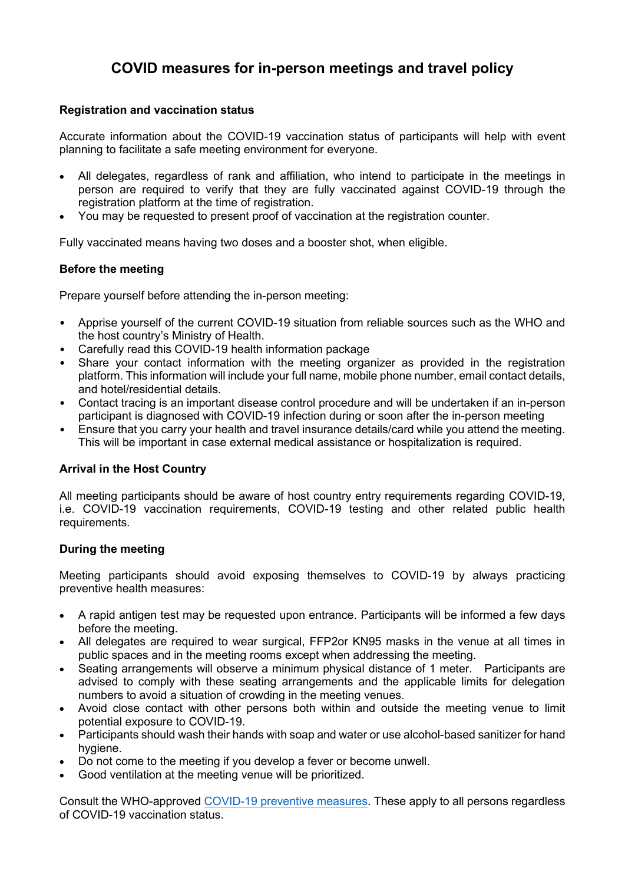# COVID measures for in-person meetings and travel policy

**Registration and vaccination status**

Accurate information about the COVID-19 vaccination status of participants will help with event planning to facilitate a safe meeting environment for everyone.

- All delegates, regardless of rank and affiliation, who intend to participate in the meetings in person are required to verify that they are fully vaccinated against COVID-19 through the registration platform at the time of registration.
- You may be requested to present proof of vaccination at the registration counter.

Fully vaccinated means having two doses and a booster shot, when eligible.

**Before the meeting**

Prepare yourself before attending the in-person meeting:

- Apprise yourself of the current COVID-19 situation from reliable sources such as the WHO and the host country's Ministry of Health.
- Carefully read this COVID-19 health information package
- Share your contact information with the meeting organizer as provided in the registration platform. This information will include your full name, mobile phone number, email contact details, and hotel/residential details.
- Contact tracing is an important disease control procedure and will be undertaken if an in-person participant is diagnosed with COVID-19 infection during or soon after the in-person meeting
- Ensure that you carry your health and travel insurance details/card while you attend the meeting. This will be important in case external medical assistance or hospitalization is required.

**Arrival in the Host Country**

All meeting participants should be aware of host country entry requirements regarding COVID-19, i.e. COVID-19 vaccination requirements, COVID-19 testing and other related public health requirements.

**During the meeting**

Meeting participants should avoid exposing themselves to COVID-19 by always practicing preventive health measures:

- A rapid antigen test may be requested upon entrance. Participants will be informed a few days before the meeting.
- All delegates are required to wear surgical, FFP2or KN95 masks in the venue at all times in public spaces and in the meeting rooms except when addressing the meeting.
- Seating arrangements will observe a minimum physical distance of 1 meter. Participants are advised to comply with these seating arrangements and the applicable limits for delegation numbers to avoid a situation of crowding in the meeting venues.
- Avoid close contact with other persons both within and outside the meeting venue to limit potential exposure to COVID-19.
- Participants should wash their hands with soap and water or use alcohol-based sanitizer for hand hygiene.
- Do not come to the meeting if you develop a fever or become unwell.
- Good ventilation at the meeting venue will be prioritized.

Consult the WHO-approved COVID-19 preventive measures. These apply to all persons regardless of COVID-19 vaccination status.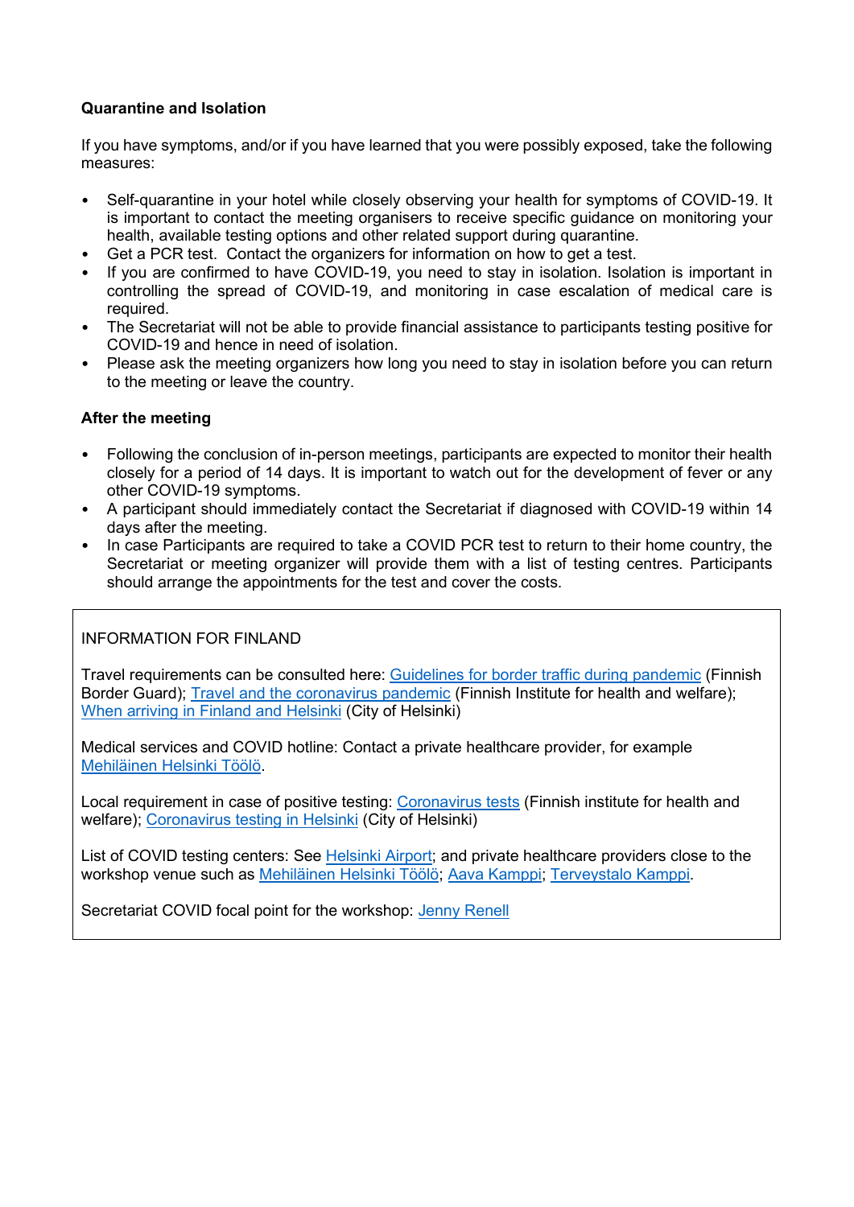**Quarantine and Isolation**

If you have symptoms, and/or if you have learned that you were possibly exposed, take the following measures:

- Self-quarantine in your hotel while closely observing your health for symptoms of COVID-19. It is important to contact the meeting organisers to receive specific guidance on monitoring your health, available testing options and other related support during quarantine.
- Get a PCR test. Contact the organizers for information on how to get a test.
- If you are confirmed to have COVID-19, you need to stay in isolation. Isolation is important in controlling the spread of COVID-19, and monitoring in case escalation of medical care is required.
- The Secretariat will not be able to provide financial assistance to participants testing positive for COVID-19 and hence in need of isolation.
- Please ask the meeting organizers how long you need to stay in isolation before you can return to the meeting or leave the country.

**After the meeting**

- Following the conclusion of in-person meetings, participants are expected to monitor their health closely for a period of 14 days. It is important to watch out for the development of fever or any other COVID-19 symptoms.
- A participant should immediately contact the Secretariat if diagnosed with COVID-19 within 14 days after the meeting.
- In case Participants are required to take a COVID PCR test to return to their home country, the Secretariat or meeting organizer will provide them with a list of testing centres. Participants should arrange the appointments for the test and cover the costs.

INFORMATION FOR FINLAND

Travel requirements can be consulted here: Guidelines for border traffic during pandemic (Finnish Border Guard); Travel and the coronavirus pandemic (Finnish Institute for health and welfare); When arriving in Finland and Helsinki (City of Helsinki)

Medical services and COVID hotline: Contact a private healthcare provider, for example Mehiläinen Helsinki Töölö.

Local requirement in case of positive testing: Coronavirus tests (Finnish institute for health and welfare); Coronavirus testing in Helsinki (City of Helsinki)

List of COVID testing centers: See Helsinki Airport; and private healthcare providers close to the workshop venue such as Mehiläinen Helsinki Töölö; Aava Kamppi; Terveystalo Kamppi.

Secretariat COVID focal point for the workshop: Jenny Renell